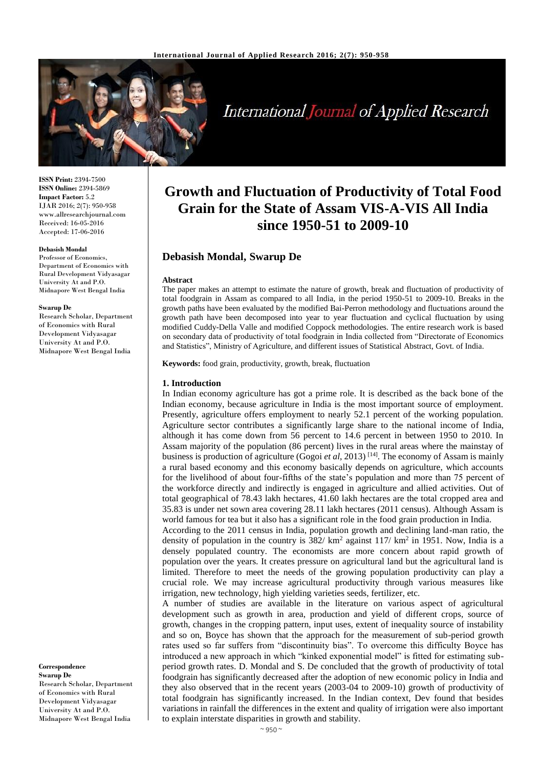# Growth and Fluctuation of Productivity of Total Food Grain for the State of Assam VIS-A-VIS All India since 1950-51 to 2009-10

**ISSN Print:** 2394-7500
**ISSN Online:** 2394-5869
**Impact Factor:** 5.2
IJAR 2016; 2(7): 950-958
www.allresearchjournal.com
Received: 16-05-2016
Accepted: 17-06-2016

**Debasish Mondal**
Professor of Economics, Department of Economics with Rural Development Vidyasagar University At and P.O. Midnapore West Bengal India

**Swarup De**
Research Scholar, Department of Economics with Rural Development Vidyasagar University At and P.O. Midnapore West Bengal India

**Correspondence**
**Swarup De**
Research Scholar, Department of Economics with Rural Development Vidyasagar University At and P.O. Midnapore West Bengal India

## Debasish Mondal, Swarup De

### Abstract

The paper makes an attempt to estimate the nature of growth, break and fluctuation of productivity of total foodgrain in Assam as compared to all India, in the period 1950-51 to 2009-10. Breaks in the growth paths have been evaluated by the modified Bai-Perron methodology and fluctuations around the growth path have been decomposed into year to year fluctuation and cyclical fluctuation by using modified Cuddy-Della Valle and modified Coppock methodologies. The entire research work is based on secondary data of productivity of total foodgrain in India collected from "Directorate of Economics and Statistics", Ministry of Agriculture, and different issues of Statistical Abstract, Govt. of India.

**Keywords:** food grain, productivity, growth, break, fluctuation

### 1. Introduction

In Indian economy agriculture has got a prime role. It is described as the back bone of the Indian economy, because agriculture in India is the most important source of employment. Presently, agriculture offers employment to nearly 52.1 percent of the working population. Agriculture sector contributes a significantly large share to the national income of India, although it has come down from 56 percent to 14.6 percent in between 1950 to 2010. In Assam majority of the population (86 percent) lives in the rural areas where the mainstay of business is production of agriculture (Gogoi *et al*, 2013) [14]. The economy of Assam is mainly a rural based economy and this economy basically depends on agriculture, which accounts for the livelihood of about four-fifths of the state's population and more than 75 percent of the workforce directly and indirectly is engaged in agriculture and allied activities. Out of total geographical of 78.43 lakh hectares, 41.60 lakh hectares are the total cropped area and 35.83 is under net sown area covering 28.11 lakh hectares (2011 census). Although Assam is world famous for tea but it also has a significant role in the food grain production in India.

According to the 2011 census in India, population growth and declining land-man ratio, the density of population in the country is 382/ km$^2$ against 117/ km$^2$ in 1951. Now, India is a densely populated country. The economists are more concern about rapid growth of population over the years. It creates pressure on agricultural land but the agricultural land is limited. Therefore to meet the needs of the growing population productivity can play a crucial role. We may increase agricultural productivity through various measures like irrigation, new technology, high yielding varieties seeds, fertilizer, etc.

A number of studies are available in the literature on various aspect of agricultural development such as growth in area, production and yield of different crops, source of growth, changes in the cropping pattern, input uses, extent of inequality source of instability and so on, Boyce has shown that the approach for the measurement of sub-period growth rates used so far suffers from "discontinuity bias". To overcome this difficulty Boyce has introduced a new approach in which "kinked exponential model" is fitted for estimating sub-period growth rates. D. Mondal and S. De concluded that the growth of productivity of total foodgrain has significantly decreased after the adoption of new economic policy in India and they also observed that in the recent years (2003-04 to 2009-10) growth of productivity of total foodgrain has significantly increased. In the Indian context, Dev found that besides variations in rainfall the differences in the extent and quality of irrigation were also important to explain interstate disparities in growth and stability.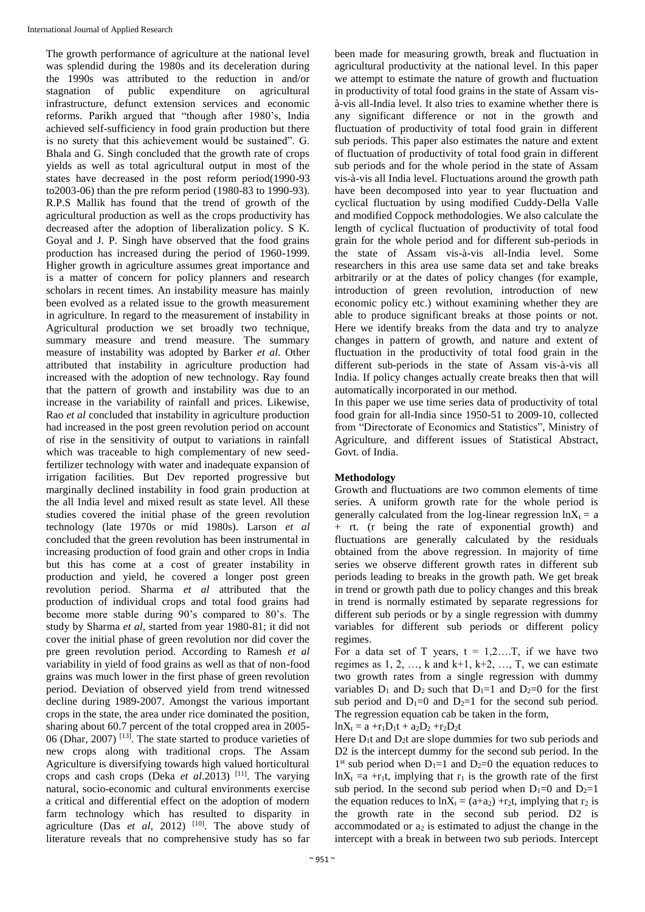The growth performance of agriculture at the national level was splendid during the 1980s and its deceleration during the 1990s was attributed to the reduction in and/or stagnation of public expenditure on agricultural infrastructure, defunct extension services and economic reforms. Parikh argued that "though after 1980's, India achieved self-sufficiency in food grain production but there is no surety that this achievement would be sustained". G. Bhala and G. Singh concluded that the growth rate of crops yields as well as total agricultural output in most of the states have decreased in the post reform period(1990-93 to2003-06) than the pre reform period (1980-83 to 1990-93). R.P.S Mallik has found that the trend of growth of the agricultural production as well as the crops productivity has decreased after the adoption of liberalization policy. S K. Goyal and J. P. Singh have observed that the food grains production has increased during the period of 1960-1999. Higher growth in agriculture assumes great importance and is a matter of concern for policy planners and research scholars in recent times. An instability measure has mainly been evolved as a related issue to the growth measurement in agriculture. In regard to the measurement of instability in Agricultural production we set broadly two technique, summary measure and trend measure. The summary measure of instability was adopted by Barker *et al*. Other attributed that instability in agriculture production had increased with the adoption of new technology. Ray found that the pattern of growth and instability was due to an increase in the variability of rainfall and prices. Likewise, Rao *et al* concluded that instability in agriculture production had increased in the post green revolution period on account of rise in the sensitivity of output to variations in rainfall which was traceable to high complementary of new seed-fertilizer technology with water and inadequate expansion of irrigation facilities. But Dev reported progressive but marginally declined instability in food grain production at the all India level and mixed result as state level. All these studies covered the initial phase of the green revolution technology (late 1970s or mid 1980s). Larson *et al* concluded that the green revolution has been instrumental in increasing production of food grain and other crops in India but this has come at a cost of greater instability in production and yield, he covered a longer post green revolution period. Sharma *et al* attributed that the production of individual crops and total food grains had become more stable during 90's compared to 80's. The study by Sharma *et al*, started from year 1980-81; it did not cover the initial phase of green revolution nor did cover the pre green revolution period. According to Ramesh *et al* variability in yield of food grains as well as that of non-food grains was much lower in the first phase of green revolution period. Deviation of observed yield from trend witnessed decline during 1989-2007. Amongst the various important crops in the state, the area under rice dominated the position, sharing about 60.7 percent of the total cropped area in 2005-06 (Dhar, 2007) [13]. The state started to produce varieties of new crops along with traditional crops. The Assam Agriculture is diversifying towards high valued horticultural crops and cash crops (Deka *et al*.2013) [11]. The varying natural, socio-economic and cultural environments exercise a critical and differential effect on the adoption of modern farm technology which has resulted to disparity in agriculture (Das *et al*, 2012) [10]. The above study of literature reveals that no comprehensive study has so far been made for measuring growth, break and fluctuation in agricultural productivity at the national level. In this paper we attempt to estimate the nature of growth and fluctuation in productivity of total food grains in the state of Assam vis-à-vis all-India level. It also tries to examine whether there is any significant difference or not in the growth and fluctuation of productivity of total food grain in different sub periods. This paper also estimates the nature and extent of fluctuation of productivity of total food grain in different sub periods and for the whole period in the state of Assam vis-à-vis all India level. Fluctuations around the growth path have been decomposed into year to year fluctuation and cyclical fluctuation by using modified Cuddy-Della Valle and modified Coppock methodologies. We also calculate the length of cyclical fluctuation of productivity of total food grain for the whole period and for different sub-periods in the state of Assam vis-à-vis all-India level. Some researchers in this area use same data set and take breaks arbitrarily or at the dates of policy changes (for example, introduction of green revolution, introduction of new economic policy etc.) without examining whether they are able to produce significant breaks at those points or not. Here we identify breaks from the data and try to analyze changes in pattern of growth, and nature and extent of fluctuation in the productivity of total food grain in the different sub-periods in the state of Assam vis-à-vis all India. If policy changes actually create breaks then that will automatically incorporated in our method.

In this paper we use time series data of productivity of total food grain for all-India since 1950-51 to 2009-10, collected from "Directorate of Economics and Statistics", Ministry of Agriculture, and different issues of Statistical Abstract, Govt. of India.

## Methodology

Growth and fluctuations are two common elements of time series. A uniform growth rate for the whole period is generally calculated from the log-linear regression $\ln X_t = a + rt$. ($r$ being the rate of exponential growth) and fluctuations are generally calculated by the residuals obtained from the above regression. In majority of time series we observe different growth rates in different sub periods leading to breaks in the growth path. We get break in trend or growth path due to policy changes and this break in trend is normally estimated by separate regressions for different sub periods or by a single regression with dummy variables for different sub periods or different policy regimes.

For a data set of T years, $t = 1,2\ldots.T$, if we have two regimes as $1, 2, \ldots, k$ and $k+1, k+2, \ldots, T$, we can estimate two growth rates from a single regression with dummy variables $D_1$ and $D_2$ such that $D_1=1$ and $D_2=0$ for the first sub period and $D_1=0$ and $D_2=1$ for the second sub period. The regression equation cab be taken in the form,

$\ln X_t = a + r_1D_1t + a_2D_2 + r_2D_2t$

Here $D_1t$ and $D_2t$ are slope dummies for two sub periods and D2 is the intercept dummy for the second sub period. In the 1st sub period when $D_1=1$ and $D_2=0$ the equation reduces to $\ln X_t = a + r_1t$, implying that $r_1$ is the growth rate of the first sub period. In the second sub period when $D_1=0$ and $D_2=1$ the equation reduces to $\ln X_t = (a+a_2) + r_2t$, implying that $r_2$ is the growth rate in the second sub period. D2 is accommodated or $a_2$ is estimated to adjust the change in the intercept with a break in between two sub periods. Intercept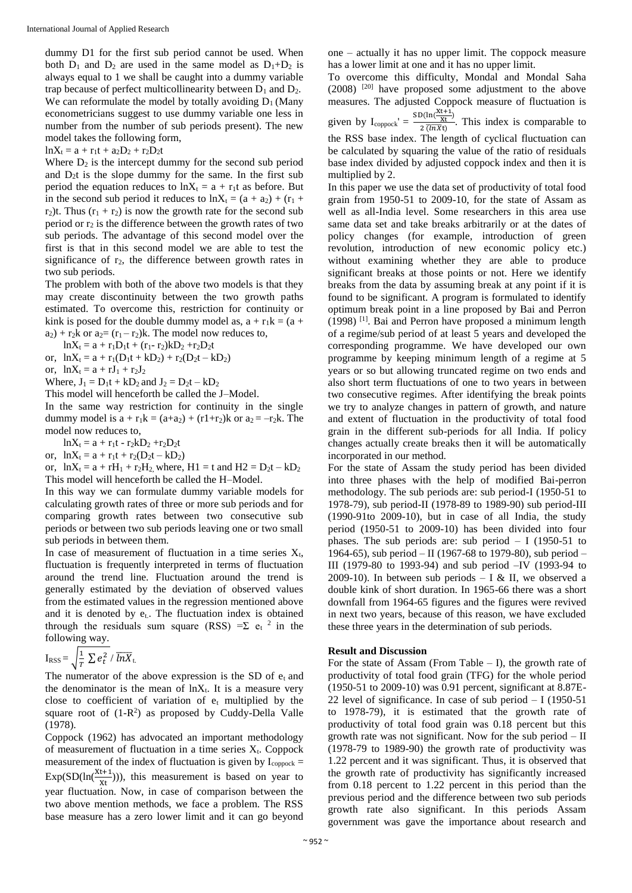dummy D1 for the first sub period cannot be used. When both $D_1$ and $D_2$ are used in the same model as $D_1+D_2$ is always equal to 1 we shall be caught into a dummy variable trap because of perfect multicollinearity between $D_1$ and $D_2$. We can reformulate the model by totally avoiding $D_1$ (Many econometricians suggest to use dummy variable one less in number from the number of sub periods present). The new model takes the following form,

$\ln X_t = a + r_1 t + a_2 D_2 + r_2 D_2 t$

Where $D_2$ is the intercept dummy for the second sub period and $D_2 t$ is the slope dummy for the same. In the first sub period the equation reduces to $\ln X_t = a + r_1 t$ as before. But in the second sub period it reduces to $\ln X_t = (a + a_2) + (r_1 + r_2)t$. Thus $(r_1 + r_2)$ is now the growth rate for the second sub period or $r_2$ is the difference between the growth rates of two sub periods. The advantage of this second model over the first is that in this second model we are able to test the significance of $r_2$, the difference between growth rates in two sub periods.

The problem with both of the above two models is that they may create discontinuity between the two growth paths estimated. To overcome this, restriction for continuity or kink is posed for the double dummy model as, $a + r_1 k = (a + a_2) + r_2 k$ or $a_2 = (r_1 - r_2)k$. The model now reduces to,

$\ln X_t = a + r_1 D_1 t + (r_1 - r_2)kD_2 + r_2 D_2 t$

or, $\ln X_t = a + r_1(D_1 t + kD_2) + r_2(D_2 t - kD_2)$

or, $\ln X_t = a + rJ_1 + r_2 J_2$

Where, $J_1 = D_1 t + kD_2$ and $J_2 = D_2 t - kD_2$

This model will henceforth be called the J–Model.

In the same way restriction for continuity in the single dummy model is $a + r_1 k = (a+a_2) + (r1+r_2)k$ or $a_2 = -r_2 k$. The model now reduces to,

$\ln X_t = a + r_1 t - r_2 kD_2 + r_2 D_2 t$

or, $\ln X_t = a + r_1 t + r_2(D_2 t - kD_2)$

or, $\ln X_t = a + rH_1 + r_2 H_2$, where, $H1 = t$ and $H2 = D_2 t - kD_2$

This model will henceforth be called the H–Model.

In this way we can formulate dummy variable models for calculating growth rates of three or more sub periods and for comparing growth rates between two consecutive sub periods or between two sub periods leaving one or two small sub periods in between them.

In case of measurement of fluctuation in a time series $X_t$, fluctuation is frequently interpreted in terms of fluctuation around the trend line. Fluctuation around the trend is generally estimated by the deviation of observed values from the estimated values in the regression mentioned above and it is denoted by $e_t$. The fluctuation index is obtained through the residuals sum square (RSS) $= \Sigma e_t^2$ in the following way.

$$I_{RSS} = \sqrt{\frac{1}{T}\sum e_t^2} \,/\, \overline{\ln X_t}$$

The numerator of the above expression is the SD of $e_t$ and the denominator is the mean of $\ln X_t$. It is a measure very close to coefficient of variation of $e_t$ multiplied by the square root of $(1-R^2)$ as proposed by Cuddy-Della Valle (1978).

Coppock (1962) has advocated an important methodology of measurement of fluctuation in a time series $X_t$. Coppock measurement of the index of fluctuation is given by $I_{coppock} = \text{Exp}(\text{SD}(\ln(\frac{X_{t+1}}{X_t})))$, this measurement is based on year to year fluctuation. Now, in case of comparison between the two above mention methods, we face a problem. The RSS base measure has a zero lower limit and it can go beyond one – actually it has no upper limit. The coppock measure has a lower limit at one and it has no upper limit.

To overcome this difficulty, Mondal and Mondal Saha (2008) [20] have proposed some adjustment to the above measures. The adjusted Coppock measure of fluctuation is given by $I_{coppock}' = \frac{\text{SD}(\ln(\frac{X_{t+1}}{X_t}))}{2\,(\overline{\ln X_t})}$. This index is comparable to the RSS base index. The length of cyclical fluctuation can be calculated by squaring the value of the ratio of residuals base index divided by adjusted coppock index and then it is multiplied by 2.

In this paper we use the data set of productivity of total food grain from 1950-51 to 2009-10, for the state of Assam as well as all-India level. Some researchers in this area use same data set and take breaks arbitrarily or at the dates of policy changes (for example, introduction of green revolution, introduction of new economic policy etc.) without examining whether they are able to produce significant breaks at those points or not. Here we identify breaks from the data by assuming break at any point if it is found to be significant. A program is formulated to identify optimum break point in a line proposed by Bai and Perron (1998) [1]. Bai and Perron have proposed a minimum length of a regime/sub period of at least 5 years and developed the corresponding programme. We have developed our own programme by keeping minimum length of a regime at 5 years or so but allowing truncated regime on two ends and also short term fluctuations of one to two years in between two consecutive regimes. After identifying the break points we try to analyze changes in pattern of growth, and nature and extent of fluctuation in the productivity of total food grain in the different sub-periods for all India. If policy changes actually create breaks then it will be automatically incorporated in our method.

For the state of Assam the study period has been divided into three phases with the help of modified Bai-perron methodology. The sub periods are: sub period-I (1950-51 to 1978-79), sub period-II (1978-89 to 1989-90) sub period-III (1990-91to 2009-10), but in case of all India, the study period (1950-51 to 2009-10) has been divided into four phases. The sub periods are: sub period – I (1950-51 to 1964-65), sub period – II (1967-68 to 1979-80), sub period – III (1979-80 to 1993-94) and sub period –IV (1993-94 to 2009-10). In between sub periods – I & II, we observed a double kink of short duration. In 1965-66 there was a short downfall from 1964-65 figures and the figures were revived in next two years, because of this reason, we have excluded these three years in the determination of sub periods.

## Result and Discussion

For the state of Assam (From Table – I), the growth rate of productivity of total food grain (TFG) for the whole period (1950-51 to 2009-10) was 0.91 percent, significant at 8.87E-22 level of significance. In case of sub period – I (1950-51 to 1978-79), it is estimated that the growth rate of productivity of total food grain was 0.18 percent but this growth rate was not significant. Now for the sub period – II (1978-79 to 1989-90) the growth rate of productivity was 1.22 percent and it was significant. Thus, it is observed that the growth rate of productivity has significantly increased from 0.18 percent to 1.22 percent in this period than the previous period and the difference between two sub periods growth rate also significant. In this periods Assam government was gave the importance about research and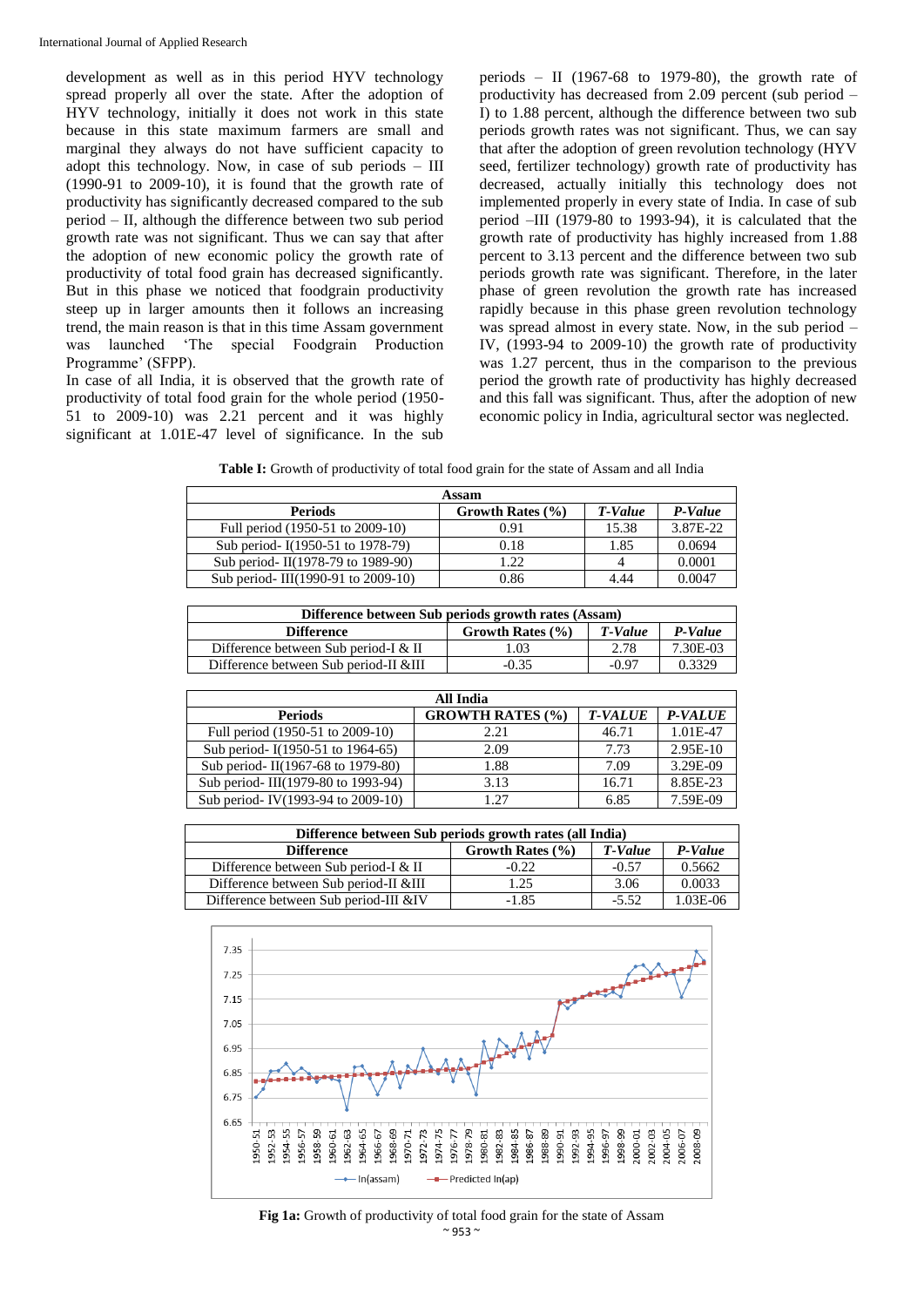development as well as in this period HYV technology spread properly all over the state. After the adoption of HYV technology, initially it does not work in this state because in this state maximum farmers are small and marginal they always do not have sufficient capacity to adopt this technology. Now, in case of sub periods – III (1990-91 to 2009-10), it is found that the growth rate of productivity has significantly decreased compared to the sub period – II, although the difference between two sub period growth rate was not significant. Thus we can say that after the adoption of new economic policy the growth rate of productivity of total food grain has decreased significantly. But in this phase we noticed that foodgrain productivity steep up in larger amounts then it follows an increasing trend, the main reason is that in this time Assam government was launched 'The special Foodgrain Production Programme' (SFPP).

In case of all India, it is observed that the growth rate of productivity of total food grain for the whole period (1950-51 to 2009-10) was 2.21 percent and it was highly significant at 1.01E-47 level of significance. In the sub periods – II (1967-68 to 1979-80), the growth rate of productivity has decreased from 2.09 percent (sub period – I) to 1.88 percent, although the difference between two sub periods growth rates was not significant. Thus, we can say that after the adoption of green revolution technology (HYV seed, fertilizer technology) growth rate of productivity has decreased, actually initially this technology does not implemented properly in every state of India. In case of sub period –III (1979-80 to 1993-94), it is calculated that the growth rate of productivity has highly increased from 1.88 percent to 3.13 percent and the difference between two sub periods growth rate was significant. Therefore, in the later phase of green revolution the growth rate has increased rapidly because in this phase green revolution technology was spread almost in every state. Now, in the sub period – IV, (1993-94 to 2009-10) the growth rate of productivity was 1.27 percent, thus in the comparison to the previous period the growth rate of productivity has highly decreased and this fall was significant. Thus, after the adoption of new economic policy in India, agricultural sector was neglected.

**Table I:** Growth of productivity of total food grain for the state of Assam and all India

| Assam | | | |
|---|---|---|---|
| **Periods** | **Growth Rates (%)** | ***T-Value*** | ***P-Value*** |
| Full period (1950-51 to 2009-10) | 0.91 | 15.38 | 3.87E-22 |
| Sub period- I(1950-51 to 1978-79) | 0.18 | 1.85 | 0.0694 |
| Sub period- II(1978-79 to 1989-90) | 1.22 | 4 | 0.0001 |
| Sub period- III(1990-91 to 2009-10) | 0.86 | 4.44 | 0.0047 |

| Difference between Sub periods growth rates (Assam) | | | |
|---|---|---|---|
| **Difference** | **Growth Rates (%)** | ***T-Value*** | ***P-Value*** |
| Difference between Sub period-I & II | 1.03 | 2.78 | 7.30E-03 |
| Difference between Sub period-II &III | -0.35 | -0.97 | 0.3329 |

| All India | | | |
|---|---|---|---|
| **Periods** | **GROWTH RATES (%)** | ***T-VALUE*** | ***P-VALUE*** |
| Full period (1950-51 to 2009-10) | 2.21 | 46.71 | 1.01E-47 |
| Sub period- I(1950-51 to 1964-65) | 2.09 | 7.73 | 2.95E-10 |
| Sub period- II(1967-68 to 1979-80) | 1.88 | 7.09 | 3.29E-09 |
| Sub period- III(1979-80 to 1993-94) | 3.13 | 16.71 | 8.85E-23 |
| Sub period- IV(1993-94 to 2009-10) | 1.27 | 6.85 | 7.59E-09 |

| Difference between Sub periods growth rates (all India) | | | |
|---|---|---|---|
| **Difference** | **Growth Rates (%)** | ***T-Value*** | ***P-Value*** |
| Difference between Sub period-I & II | -0.22 | -0.57 | 0.5662 |
| Difference between Sub period-II &III | 1.25 | 3.06 | 0.0033 |
| Difference between Sub period-III &IV | -1.85 | -5.52 | 1.03E-06 |

**Fig 1a:** Growth of productivity of total food grain for the state of Assam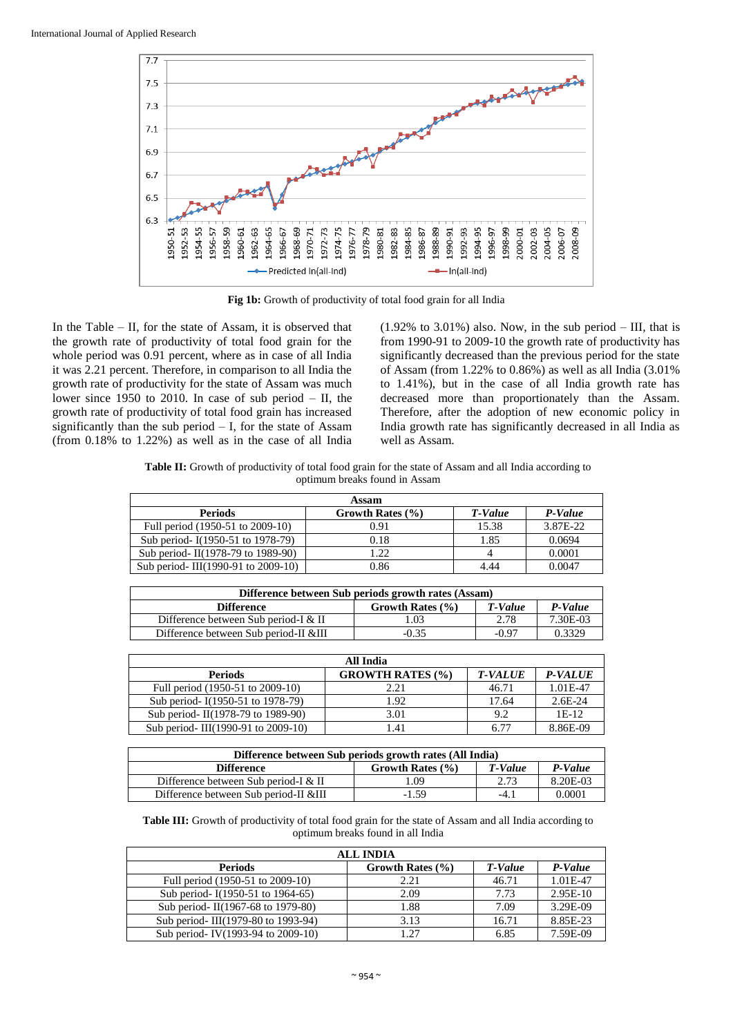Fig 1b: Growth of productivity of total food grain for all India

In the Table – II, for the state of Assam, it is observed that the growth rate of productivity of total food grain for the whole period was 0.91 percent, where as in case of all India it was 2.21 percent. Therefore, in comparison to all India the growth rate of productivity for the state of Assam was much lower since 1950 to 2010. In case of sub period – II, the growth rate of productivity of total food grain has increased significantly than the sub period – I, for the state of Assam (from 0.18% to 1.22%) as well as in the case of all India (1.92% to 3.01%) also. Now, in the sub period – III, that is from 1990-91 to 2009-10 the growth rate of productivity has significantly decreased than the previous period for the state of Assam (from 1.22% to 0.86%) as well as all India (3.01% to 1.41%), but in the case of all India growth rate has decreased more than proportionately than the Assam. Therefore, after the adoption of new economic policy in India growth rate has significantly decreased in all India as well as Assam.

**Table II:** Growth of productivity of total food grain for the state of Assam and all India according to optimum breaks found in Assam

| Assam | | | |
|---|---|---|---|
| **Periods** | **Growth Rates (%)** | ***T-Value*** | ***P-Value*** |
| Full period (1950-51 to 2009-10) | 0.91 | 15.38 | 3.87E-22 |
| Sub period- I(1950-51 to 1978-79) | 0.18 | 1.85 | 0.0694 |
| Sub period- II(1978-79 to 1989-90) | 1.22 | 4 | 0.0001 |
| Sub period- III(1990-91 to 2009-10) | 0.86 | 4.44 | 0.0047 |

| Difference between Sub periods growth rates (Assam) | | | |
|---|---|---|---|
| **Difference** | **Growth Rates (%)** | ***T-Value*** | ***P-Value*** |
| Difference between Sub period-I & II | 1.03 | 2.78 | 7.30E-03 |
| Difference between Sub period-II &III | -0.35 | -0.97 | 0.3329 |

| All India | | | |
|---|---|---|---|
| **Periods** | **GROWTH RATES (%)** | ***T-VALUE*** | ***P-VALUE*** |
| Full period (1950-51 to 2009-10) | 2.21 | 46.71 | 1.01E-47 |
| Sub period- I(1950-51 to 1978-79) | 1.92 | 17.64 | 2.6E-24 |
| Sub period- II(1978-79 to 1989-90) | 3.01 | 9.2 | 1E-12 |
| Sub period- III(1990-91 to 2009-10) | 1.41 | 6.77 | 8.86E-09 |

| Difference between Sub periods growth rates (All India) | | | |
|---|---|---|---|
| **Difference** | **Growth Rates (%)** | ***T-Value*** | ***P-Value*** |
| Difference between Sub period-I & II | 1.09 | 2.73 | 8.20E-03 |
| Difference between Sub period-II &III | -1.59 | -4.1 | 0.0001 |

**Table III:** Growth of productivity of total food grain for the state of Assam and all India according to optimum breaks found in all India

| ALL INDIA | | | |
|---|---|---|---|
| **Periods** | **Growth Rates (%)** | ***T-Value*** | ***P-Value*** |
| Full period (1950-51 to 2009-10) | 2.21 | 46.71 | 1.01E-47 |
| Sub period- I(1950-51 to 1964-65) | 2.09 | 7.73 | 2.95E-10 |
| Sub period- II(1967-68 to 1979-80) | 1.88 | 7.09 | 3.29E-09 |
| Sub period- III(1979-80 to 1993-94) | 3.13 | 16.71 | 8.85E-23 |
| Sub period- IV(1993-94 to 2009-10) | 1.27 | 6.85 | 7.59E-09 |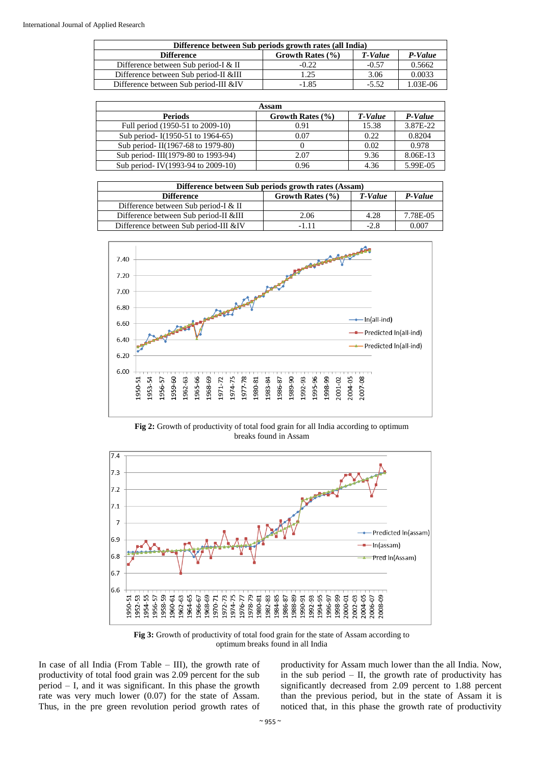| Difference between Sub periods growth rates (all India) | | | |
|---|---|---|---|
| **Difference** | **Growth Rates (%)** | ***T-Value*** | ***P-Value*** |
| Difference between Sub period-I & II | -0.22 | -0.57 | 0.5662 |
| Difference between Sub period-II &III | 1.25 | 3.06 | 0.0033 |
| Difference between Sub period-III &IV | -1.85 | -5.52 | 1.03E-06 |

| Assam | | | |
|---|---|---|---|
| **Periods** | **Growth Rates (%)** | ***T-Value*** | ***P-Value*** |
| Full period (1950-51 to 2009-10) | 0.91 | 15.38 | 3.87E-22 |
| Sub period- I(1950-51 to 1964-65) | 0.07 | 0.22 | 0.8204 |
| Sub period- II(1967-68 to 1979-80) | 0 | 0.02 | 0.978 |
| Sub period- III(1979-80 to 1993-94) | 2.07 | 9.36 | 8.06E-13 |
| Sub period- IV(1993-94 to 2009-10) | 0.96 | 4.36 | 5.99E-05 |

| Difference between Sub periods growth rates (Assam) | | | |
|---|---|---|---|
| **Difference** | **Growth Rates (%)** | ***T-Value*** | ***P-Value*** |
| Difference between Sub period-I & II | | | |
| Difference between Sub period-II &III | 2.06 | 4.28 | 7.78E-05 |
| Difference between Sub period-III &IV | -1.11 | -2.8 | 0.007 |

**Fig 2:** Growth of productivity of total food grain for all India according to optimum breaks found in Assam

**Fig 3:** Growth of productivity of total food grain for the state of Assam according to optimum breaks found in all India

In case of all India (From Table – III), the growth rate of productivity of total food grain was 2.09 percent for the sub period – I, and it was significant. In this phase the growth rate was very much lower (0.07) for the state of Assam. Thus, in the pre green revolution period growth rates of productivity for Assam much lower than the all India. Now, in the sub period – II, the growth rate of productivity has significantly decreased from 2.09 percent to 1.88 percent than the previous period, but in the state of Assam it is noticed that, in this phase the growth rate of productivity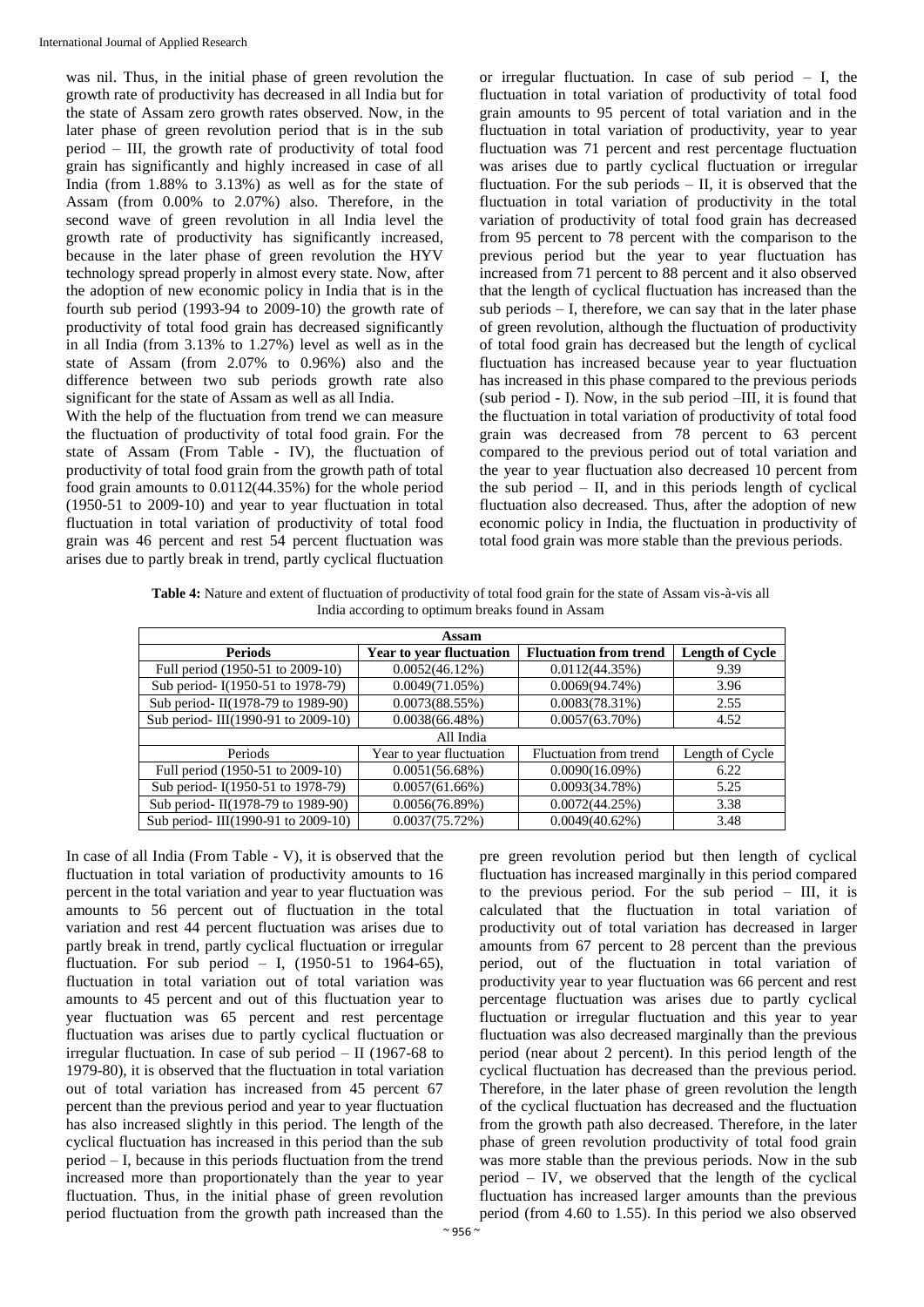was nil. Thus, in the initial phase of green revolution the growth rate of productivity has decreased in all India but for the state of Assam zero growth rates observed. Now, in the later phase of green revolution period that is in the sub period – III, the growth rate of productivity of total food grain has significantly and highly increased in case of all India (from 1.88% to 3.13%) as well as for the state of Assam (from 0.00% to 2.07%) also. Therefore, in the second wave of green revolution in all India level the growth rate of productivity has significantly increased, because in the later phase of green revolution the HYV technology spread properly in almost every state. Now, after the adoption of new economic policy in India that is in the fourth sub period (1993-94 to 2009-10) the growth rate of productivity of total food grain has decreased significantly in all India (from 3.13% to 1.27%) level as well as in the state of Assam (from 2.07% to 0.96%) also and the difference between two sub periods growth rate also significant for the state of Assam as well as all India.

With the help of the fluctuation from trend we can measure the fluctuation of productivity of total food grain. For the state of Assam (From Table - IV), the fluctuation of productivity of total food grain from the growth path of total food grain amounts to 0.0112(44.35%) for the whole period (1950-51 to 2009-10) and year to year fluctuation in total fluctuation in total variation of productivity of total food grain was 46 percent and rest 54 percent fluctuation was arises due to partly break in trend, partly cyclical fluctuation or irregular fluctuation. In case of sub period – I, the fluctuation in total variation of productivity of total food grain amounts to 95 percent of total variation and in the fluctuation in total variation of productivity, year to year fluctuation was 71 percent and rest percentage fluctuation was arises due to partly cyclical fluctuation or irregular fluctuation. For the sub periods – II, it is observed that the fluctuation in total variation of productivity in the total variation of productivity of total food grain has decreased from 95 percent to 78 percent with the comparison to the previous period but the year to year fluctuation has increased from 71 percent to 88 percent and it also observed that the length of cyclical fluctuation has increased than the sub periods – I, therefore, we can say that in the later phase of green revolution, although the fluctuation of productivity of total food grain has decreased but the length of cyclical fluctuation has increased because year to year fluctuation has increased in this phase compared to the previous periods (sub period - I). Now, in the sub period –III, it is found that the fluctuation in total variation of productivity of total food grain was decreased from 78 percent to 63 percent compared to the previous period out of total variation and the year to year fluctuation also decreased 10 percent from the sub period – II, and in this periods length of cyclical fluctuation also decreased. Thus, after the adoption of new economic policy in India, the fluctuation in productivity of total food grain was more stable than the previous periods.

**Table 4:** Nature and extent of fluctuation of productivity of total food grain for the state of Assam vis-à-vis all India according to optimum breaks found in Assam

| Assam | | | |
|---|---|---|---|
| **Periods** | **Year to year fluctuation** | **Fluctuation from trend** | **Length of Cycle** |
| Full period (1950-51 to 2009-10) | 0.0052(46.12%) | 0.0112(44.35%) | 9.39 |
| Sub period- I(1950-51 to 1978-79) | 0.0049(71.05%) | 0.0069(94.74%) | 3.96 |
| Sub period- II(1978-79 to 1989-90) | 0.0073(88.55%) | 0.0083(78.31%) | 2.55 |
| Sub period- III(1990-91 to 2009-10) | 0.0038(66.48%) | 0.0057(63.70%) | 4.52 |
| All India | | | |
| Periods | Year to year fluctuation | Fluctuation from trend | Length of Cycle |
| Full period (1950-51 to 2009-10) | 0.0051(56.68%) | 0.0090(16.09%) | 6.22 |
| Sub period- I(1950-51 to 1978-79) | 0.0057(61.66%) | 0.0093(34.78%) | 5.25 |
| Sub period- II(1978-79 to 1989-90) | 0.0056(76.89%) | 0.0072(44.25%) | 3.38 |
| Sub period- III(1990-91 to 2009-10) | 0.0037(75.72%) | 0.0049(40.62%) | 3.48 |

In case of all India (From Table - V), it is observed that the fluctuation in total variation of productivity amounts to 16 percent in the total variation and year to year fluctuation was amounts to 56 percent out of fluctuation in the total variation and rest 44 percent fluctuation was arises due to partly break in trend, partly cyclical fluctuation or irregular fluctuation. For sub period – I, (1950-51 to 1964-65), fluctuation in total variation out of total variation was amounts to 45 percent and out of this fluctuation year to year fluctuation was 65 percent and rest percentage fluctuation was arises due to partly cyclical fluctuation or irregular fluctuation. In case of sub period – II (1967-68 to 1979-80), it is observed that the fluctuation in total variation out of total variation has increased from 45 percent 67 percent than the previous period and year to year fluctuation has also increased slightly in this period. The length of the cyclical fluctuation has increased in this period than the sub period – I, because in this periods fluctuation from the trend increased more than proportionately than the year to year fluctuation. Thus, in the initial phase of green revolution period fluctuation from the growth path increased than the pre green revolution period but then length of cyclical fluctuation has increased marginally in this period compared to the previous period. For the sub period – III, it is calculated that the fluctuation in total variation of productivity out of total variation has decreased in larger amounts from 67 percent to 28 percent than the previous period, out of the fluctuation in total variation of productivity year to year fluctuation was 66 percent and rest percentage fluctuation was arises due to partly cyclical fluctuation or irregular fluctuation and this year to year fluctuation was also decreased marginally than the previous period (near about 2 percent). In this period length of the cyclical fluctuation has decreased than the previous period. Therefore, in the later phase of green revolution the length of the cyclical fluctuation has decreased and the fluctuation from the growth path also decreased. Therefore, in the later phase of green revolution productivity of total food grain was more stable than the previous periods. Now in the sub period – IV, we observed that the length of the cyclical fluctuation has increased larger amounts than the previous period (from 4.60 to 1.55). In this period we also observed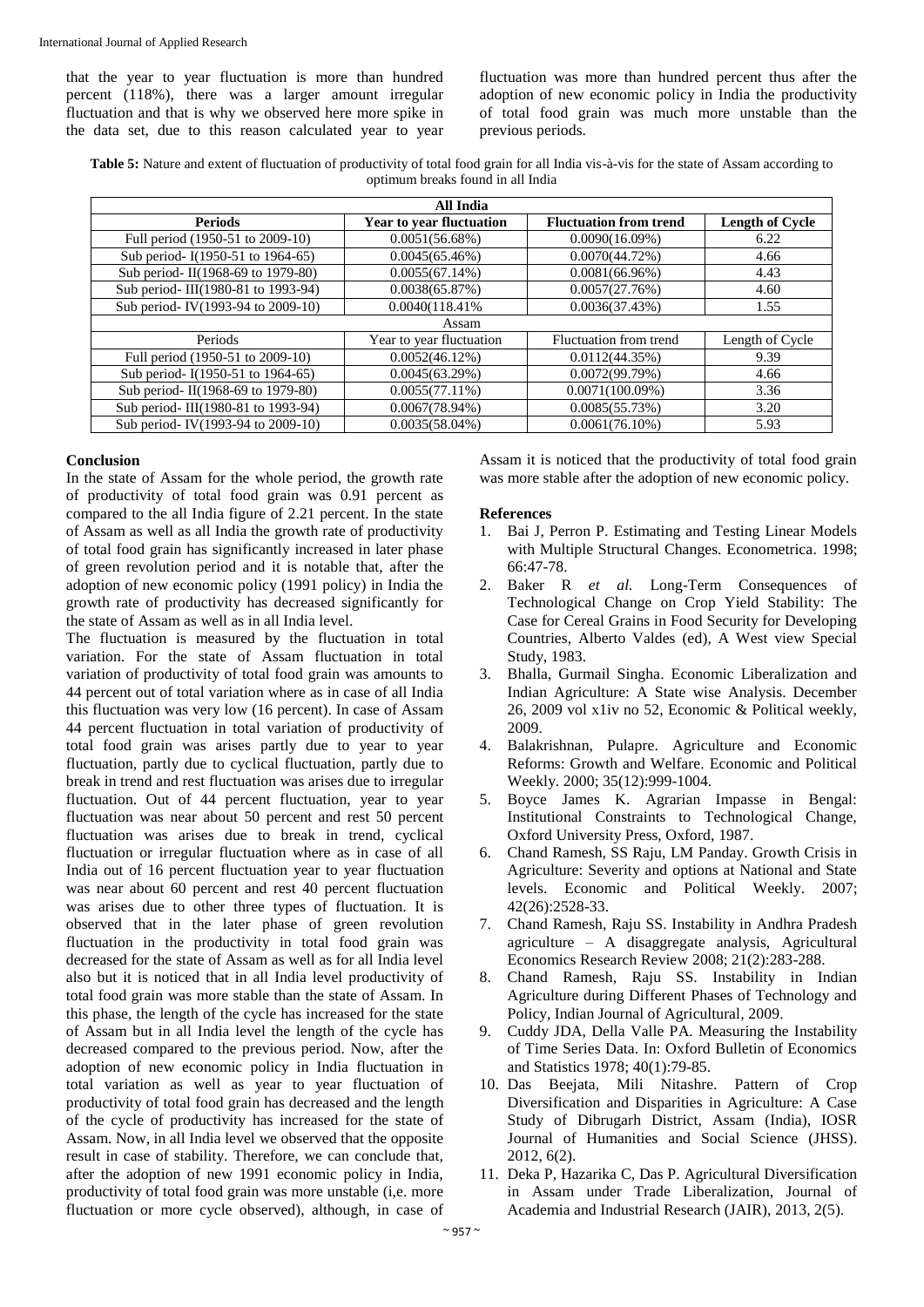that the year to year fluctuation is more than hundred percent (118%), there was a larger amount irregular fluctuation and that is why we observed here more spike in the data set, due to this reason calculated year to year fluctuation was more than hundred percent thus after the adoption of new economic policy in India the productivity of total food grain was much more unstable than the previous periods.

**Table 5:** Nature and extent of fluctuation of productivity of total food grain for all India vis-à-vis for the state of Assam according to optimum breaks found in all India

| All India | | | |
|---|---|---|---|
| **Periods** | **Year to year fluctuation** | **Fluctuation from trend** | **Length of Cycle** |
| Full period (1950-51 to 2009-10) | 0.0051(56.68%) | 0.0090(16.09%) | 6.22 |
| Sub period- I(1950-51 to 1964-65) | 0.0045(65.46%) | 0.0070(44.72%) | 4.66 |
| Sub period- II(1968-69 to 1979-80) | 0.0055(67.14%) | 0.0081(66.96%) | 4.43 |
| Sub period- III(1980-81 to 1993-94) | 0.0038(65.87%) | 0.0057(27.76%) | 4.60 |
| Sub period- IV(1993-94 to 2009-10) | 0.0040(118.41% | 0.0036(37.43%) | 1.55 |
| Assam | | | |
| Periods | Year to year fluctuation | Fluctuation from trend | Length of Cycle |
| Full period (1950-51 to 2009-10) | 0.0052(46.12%) | 0.0112(44.35%) | 9.39 |
| Sub period- I(1950-51 to 1964-65) | 0.0045(63.29%) | 0.0072(99.79%) | 4.66 |
| Sub period- II(1968-69 to 1979-80) | 0.0055(77.11%) | 0.0071(100.09%) | 3.36 |
| Sub period- III(1980-81 to 1993-94) | 0.0067(78.94%) | 0.0085(55.73%) | 3.20 |
| Sub period- IV(1993-94 to 2009-10) | 0.0035(58.04%) | 0.0061(76.10%) | 5.93 |

## Conclusion

In the state of Assam for the whole period, the growth rate of productivity of total food grain was 0.91 percent as compared to the all India figure of 2.21 percent. In the state of Assam as well as all India the growth rate of productivity of total food grain has significantly increased in later phase of green revolution period and it is notable that, after the adoption of new economic policy (1991 policy) in India the growth rate of productivity has decreased significantly for the state of Assam as well as in all India level.

The fluctuation is measured by the fluctuation in total variation. For the state of Assam fluctuation in total variation of productivity of total food grain was amounts to 44 percent out of total variation where as in case of all India this fluctuation was very low (16 percent). In case of Assam 44 percent fluctuation in total variation of productivity of total food grain was arises partly due to year to year fluctuation, partly due to cyclical fluctuation, partly due to break in trend and rest fluctuation was arises due to irregular fluctuation. Out of 44 percent fluctuation, year to year fluctuation was near about 50 percent and rest 50 percent fluctuation was arises due to break in trend, cyclical fluctuation or irregular fluctuation where as in case of all India out of 16 percent fluctuation year to year fluctuation was near about 60 percent and rest 40 percent fluctuation was arises due to other three types of fluctuation. It is observed that in the later phase of green revolution fluctuation in the productivity in total food grain was decreased for the state of Assam as well as for all India level also but it is noticed that in all India level productivity of total food grain was more stable than the state of Assam. In this phase, the length of the cycle has increased for the state of Assam but in all India level the length of the cycle has decreased compared to the previous period. Now, after the adoption of new economic policy in India fluctuation in total variation as well as year to year fluctuation of productivity of total food grain has decreased and the length of the cycle of productivity has increased for the state of Assam. Now, in all India level we observed that the opposite result in case of stability. Therefore, we can conclude that, after the adoption of new 1991 economic policy in India, productivity of total food grain was more unstable (i,e. more fluctuation or more cycle observed), although, in case of Assam it is noticed that the productivity of total food grain was more stable after the adoption of new economic policy.

## References

1. Bai J, Perron P. Estimating and Testing Linear Models with Multiple Structural Changes. Econometrica. 1998; 66:47-78.
2. Baker R *et al.* Long-Term Consequences of Technological Change on Crop Yield Stability: The Case for Cereal Grains in Food Security for Developing Countries, Alberto Valdes (ed), A West view Special Study, 1983.
3. Bhalla, Gurmail Singha. Economic Liberalization and Indian Agriculture: A State wise Analysis. December 26, 2009 vol x1iv no 52, Economic & Political weekly, 2009.
4. Balakrishnan, Pulapre. Agriculture and Economic Reforms: Growth and Welfare. Economic and Political Weekly. 2000; 35(12):999-1004.
5. Boyce James K. Agrarian Impasse in Bengal: Institutional Constraints to Technological Change, Oxford University Press, Oxford, 1987.
6. Chand Ramesh, SS Raju, LM Panday. Growth Crisis in Agriculture: Severity and options at National and State levels. Economic and Political Weekly. 2007; 42(26):2528-33.
7. Chand Ramesh, Raju SS. Instability in Andhra Pradesh agriculture – A disaggregate analysis, Agricultural Economics Research Review 2008; 21(2):283-288.
8. Chand Ramesh, Raju SS. Instability in Indian Agriculture during Different Phases of Technology and Policy, Indian Journal of Agricultural, 2009.
9. Cuddy JDA, Della Valle PA. Measuring the Instability of Time Series Data. In: Oxford Bulletin of Economics and Statistics 1978; 40(1):79-85.
10. Das Beejata, Mili Nitashre. Pattern of Crop Diversification and Disparities in Agriculture: A Case Study of Dibrugarh District, Assam (India), IOSR Journal of Humanities and Social Science (JHSS). 2012, 6(2).
11. Deka P, Hazarika C, Das P. Agricultural Diversification in Assam under Trade Liberalization, Journal of Academia and Industrial Research (JAIR), 2013, 2(5).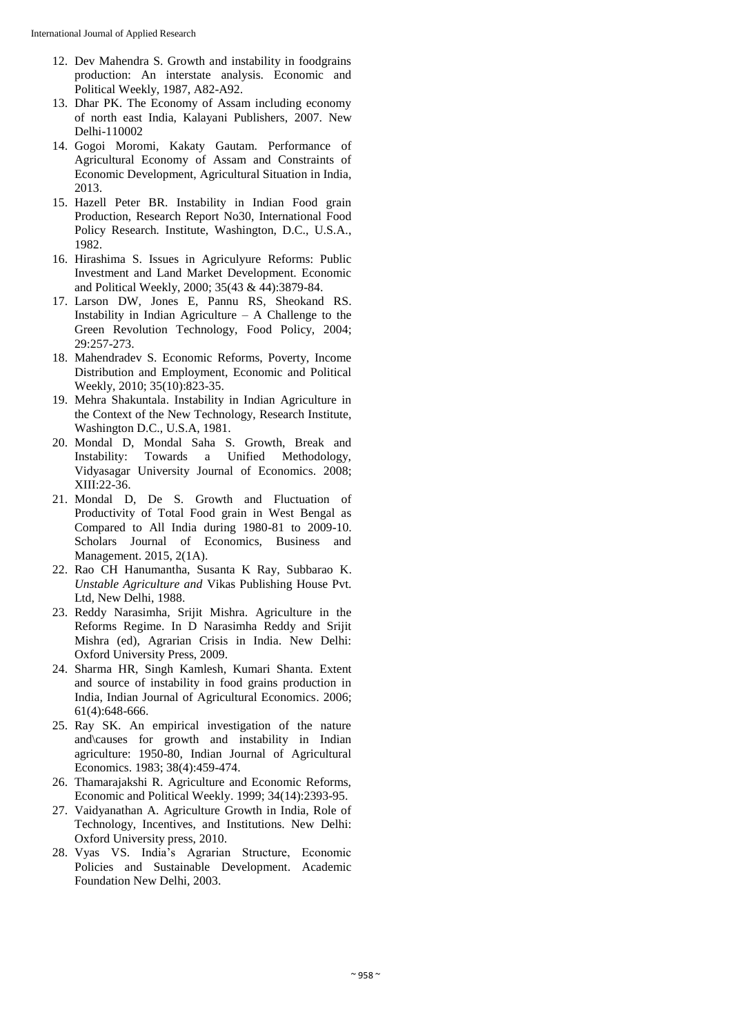12. Dev Mahendra S. Growth and instability in foodgrains production: An interstate analysis. Economic and Political Weekly, 1987, A82-A92.
13. Dhar PK. The Economy of Assam including economy of north east India, Kalayani Publishers, 2007. New Delhi-110002
14. Gogoi Moromi, Kakaty Gautam. Performance of Agricultural Economy of Assam and Constraints of Economic Development, Agricultural Situation in India, 2013.
15. Hazell Peter BR. Instability in Indian Food grain Production, Research Report No30, International Food Policy Research. Institute, Washington, D.C., U.S.A., 1982.
16. Hirashima S. Issues in Agriculyure Reforms: Public Investment and Land Market Development. Economic and Political Weekly, 2000; 35(43 & 44):3879-84.
17. Larson DW, Jones E, Pannu RS, Sheokand RS. Instability in Indian Agriculture – A Challenge to the Green Revolution Technology, Food Policy, 2004; 29:257-273.
18. Mahendradev S. Economic Reforms, Poverty, Income Distribution and Employment, Economic and Political Weekly, 2010; 35(10):823-35.
19. Mehra Shakuntala. Instability in Indian Agriculture in the Context of the New Technology, Research Institute, Washington D.C., U.S.A, 1981.
20. Mondal D, Mondal Saha S. Growth, Break and Instability: Towards a Unified Methodology, Vidyasagar University Journal of Economics. 2008; XIII:22-36.
21. Mondal D, De S. Growth and Fluctuation of Productivity of Total Food grain in West Bengal as Compared to All India during 1980-81 to 2009-10. Scholars Journal of Economics, Business and Management. 2015, 2(1A).
22. Rao CH Hanumantha, Susanta K Ray, Subbarao K. *Unstable Agriculture and* Vikas Publishing House Pvt. Ltd, New Delhi, 1988.
23. Reddy Narasimha, Srijit Mishra. Agriculture in the Reforms Regime. In D Narasimha Reddy and Srijit Mishra (ed), Agrarian Crisis in India. New Delhi: Oxford University Press, 2009.
24. Sharma HR, Singh Kamlesh, Kumari Shanta. Extent and source of instability in food grains production in India, Indian Journal of Agricultural Economics. 2006; 61(4):648-666.
25. Ray SK. An empirical investigation of the nature and\causes for growth and instability in Indian agriculture: 1950-80, Indian Journal of Agricultural Economics. 1983; 38(4):459-474.
26. Thamarajakshi R. Agriculture and Economic Reforms, Economic and Political Weekly. 1999; 34(14):2393-95.
27. Vaidyanathan A. Agriculture Growth in India, Role of Technology, Incentives, and Institutions. New Delhi: Oxford University press, 2010.
28. Vyas VS. India's Agrarian Structure, Economic Policies and Sustainable Development. Academic Foundation New Delhi, 2003.